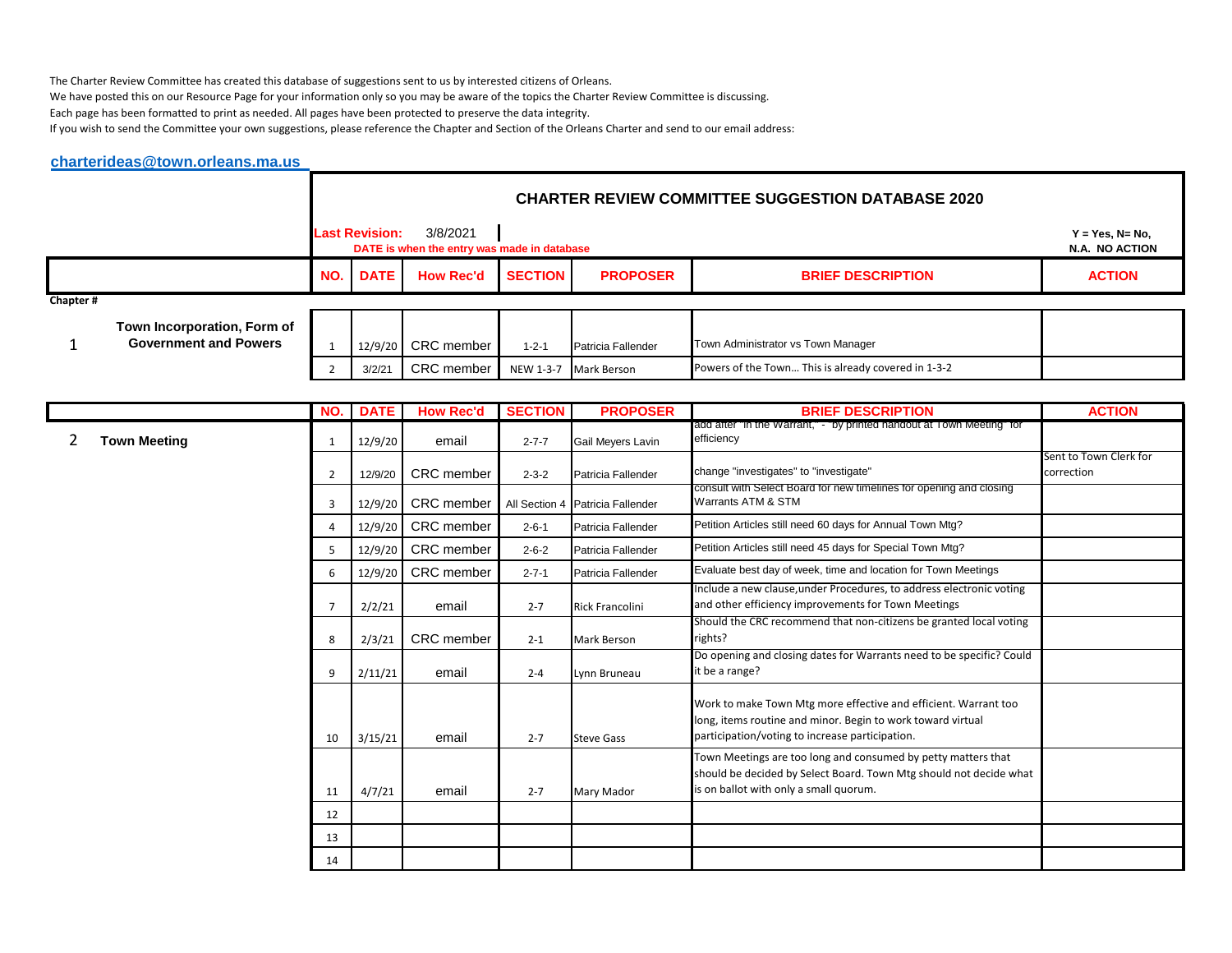The Charter Review Committee has created this database of suggestions sent to us by interested citizens of Orleans.
We have posted this on our Resource Page for your information only so you may be aware of the topics the Charter Review Committee is discussing.
Each page has been formatted to print as needed. All pages have been protected to preserve the data integrity.
If you wish to send the Committee your own suggestions, please reference the Chapter and Section of the Orleans Charter and send to our email address:

**charterideas@town.orleans.ma.us**

## CHARTER REVIEW COMMITTEE SUGGESTION DATABASE 2020

**Last Revision:** 3/8/2021
**DATE is when the entry was made in database**

**Y = Yes, N= No, N.A. NO ACTION**

| Chapter # | | NO. | DATE | How Rec'd | SECTION | PROPOSER | BRIEF DESCRIPTION | ACTION |
|---|---|---|---|---|---|---|---|---|
| 1 | **Town Incorporation, Form of Government and Powers** | 1 | 12/9/20 | CRC member | 1-2-1 | Patricia Fallender | Town Administrator vs Town Manager | |
| | | 2 | 3/2/21 | CRC member | NEW 1-3-7 | Mark Berson | Powers of the Town... This is already covered in 1-3-2 | |

| Chapter # | | NO. | DATE | How Rec'd | SECTION | PROPOSER | BRIEF DESCRIPTION | ACTION |
|---|---|---|---|---|---|---|---|---|
| 2 | **Town Meeting** | 1 | 12/9/20 | email | 2-7-7 | Gail Meyers Lavin | add after "in the Warrant," - "by printed handout at Town Meeting" for efficiency | |
| | | 2 | 12/9/20 | CRC member | 2-3-2 | Patricia Fallender | change "investigates" to "investigate" | Sent to Town Clerk for correction |
| | | 3 | 12/9/20 | CRC member | All Section 4 | Patricia Fallender | consult with Select Board for new timelines for opening and closing Warrants ATM & STM | |
| | | 4 | 12/9/20 | CRC member | 2-6-1 | Patricia Fallender | Petition Articles still need 60 days for Annual Town Mtg? | |
| | | 5 | 12/9/20 | CRC member | 2-6-2 | Patricia Fallender | Petition Articles still need 45 days for Special Town Mtg? | |
| | | 6 | 12/9/20 | CRC member | 2-7-1 | Patricia Fallender | Evaluate best day of week, time and location for Town Meetings | |
| | | 7 | 2/2/21 | email | 2-7 | Rick Francolini | Include a new clause,under Procedures, to address electronic voting and other efficiency improvements for Town Meetings | |
| | | 8 | 2/3/21 | CRC member | 2-1 | Mark Berson | Should the CRC recommend that non-citizens be granted local voting rights? | |
| | | 9 | 2/11/21 | email | 2-4 | Lynn Bruneau | Do opening and closing dates for Warrants need to be specific? Could it be a range? | |
| | | 10 | 3/15/21 | email | 2-7 | Steve Gass | Work to make Town Mtg more effective and efficient. Warrant too long, items routine and minor. Begin to work toward virtual participation/voting to increase participation. | |
| | | 11 | 4/7/21 | email | 2-7 | Mary Mador | Town Meetings are too long and consumed by petty matters that should be decided by Select Board. Town Mtg should not decide what is on ballot with only a small quorum. | |
| | | 12 | | | | | | |
| | | 13 | | | | | | |
| | | 14 | | | | | | |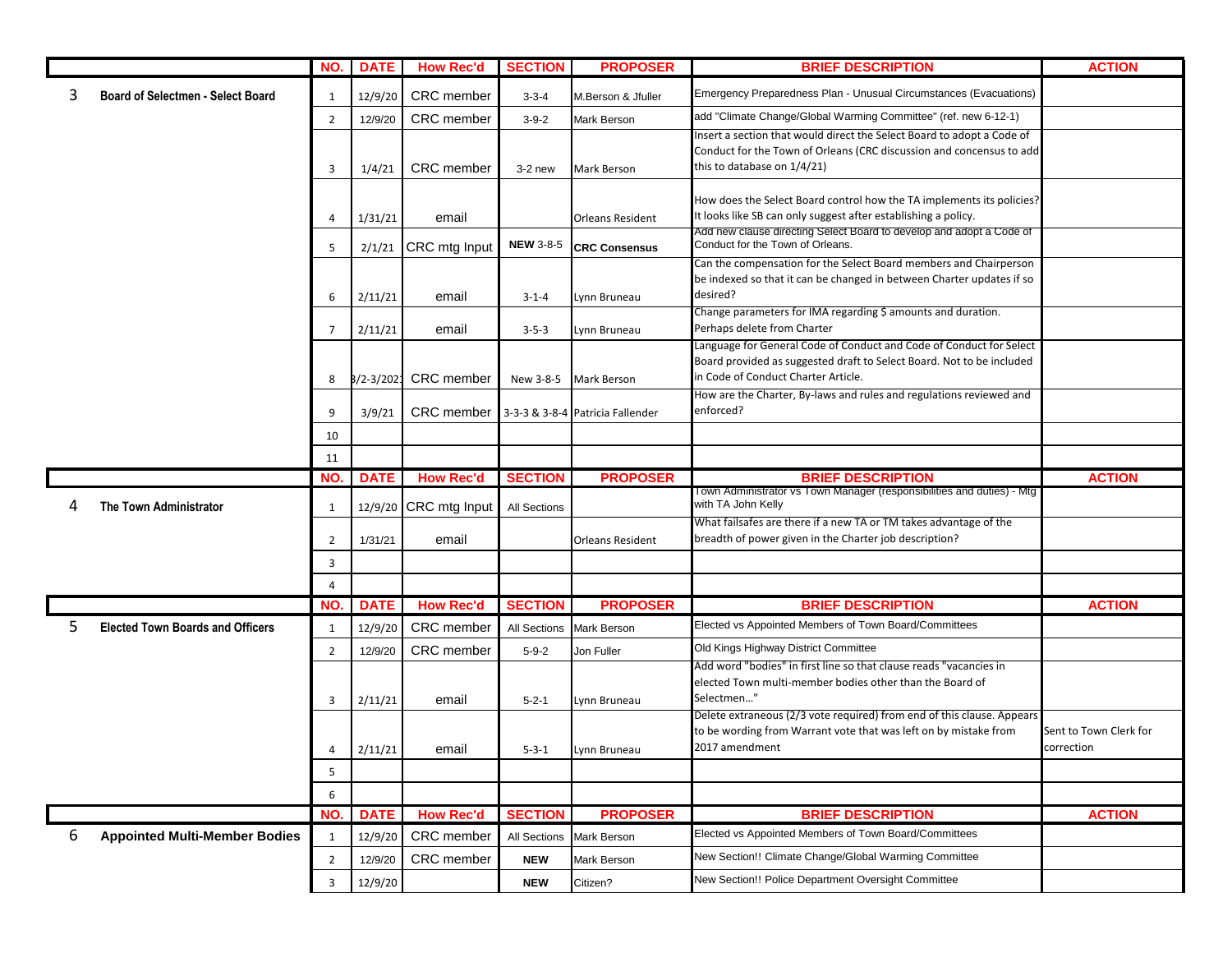| | | NO. | DATE | How Rec'd | SECTION | PROPOSER | BRIEF DESCRIPTION | ACTION |
|---|---|---|---|---|---|---|---|---|
| 3 | **Board of Selectmen - Select Board** | 1 | 12/9/20 | CRC member | 3-3-4 | M.Berson & Jfuller | Emergency Preparedness Plan - Unusual Circumstances (Evacuations) | |
| | | 2 | 12/9/20 | CRC member | 3-9-2 | Mark Berson | add "Climate Change/Global Warming Committee" (ref. new 6-12-1) | |
| | | 3 | 1/4/21 | CRC member | 3-2 new | Mark Berson | Insert a section that would direct the Select Board to adopt a Code of Conduct for the Town of Orleans (CRC discussion and concensus to add this to database on 1/4/21) | |
| | | 4 | 1/31/21 | email | | Orleans Resident | How does the Select Board control how the TA implements its policies? It looks like SB can only suggest after establishing a policy. | |
| | | 5 | 2/1/21 | CRC mtg Input | **NEW** 3-8-5 | **CRC Consensus** | Add new clause directing Select Board to develop and adopt a Code of Conduct for the Town of Orleans. | |
| | | 6 | 2/11/21 | email | 3-1-4 | Lynn Bruneau | Can the compensation for the Select Board members and Chairperson be indexed so that it can be changed in between Charter updates if so desired? | |
| | | 7 | 2/11/21 | email | 3-5-3 | Lynn Bruneau | Change parameters for IMA regarding $ amounts and duration. Perhaps delete from Charter | |
| | | 8 | 3/2-3/2021 | CRC member | New 3-8-5 | Mark Berson | Language for General Code of Conduct and Code of Conduct for Select Board provided as suggested draft to Select Board. Not to be included in Code of Conduct Charter Article. | |
| | | 9 | 3/9/21 | CRC member | 3-3-3 & 3-8-4 | Patricia Fallender | How are the Charter, By-laws and rules and regulations reviewed and enforced? | |
| | | 10 | | | | | | |
| | | 11 | | | | | | |
| | | **NO.** | **DATE** | **How Rec'd** | **SECTION** | **PROPOSER** | **BRIEF DESCRIPTION** | **ACTION** |
| 4 | **The Town Administrator** | 1 | 12/9/20 | CRC mtg Input | All Sections | | Town Administrator vs Town Manager (responsibilities and duties) - Mtg with TA John Kelly | |
| | | 2 | 1/31/21 | email | | Orleans Resident | What failsafes are there if a new TA or TM takes advantage of the breadth of power given in the Charter job description? | |
| | | 3 | | | | | | |
| | | 4 | | | | | | |
| | | **NO.** | **DATE** | **How Rec'd** | **SECTION** | **PROPOSER** | **BRIEF DESCRIPTION** | **ACTION** |
| 5 | **Elected Town Boards and Officers** | 1 | 12/9/20 | CRC member | All Sections | Mark Berson | Elected vs Appointed Members of Town Board/Committees | |
| | | 2 | 12/9/20 | CRC member | 5-9-2 | Jon Fuller | Old Kings Highway District Committee | |
| | | 3 | 2/11/21 | email | 5-2-1 | Lynn Bruneau | Add word "bodies" in first line so that clause reads "vacancies in elected Town multi-member bodies other than the Board of Selectmen..." | |
| | | 4 | 2/11/21 | email | 5-3-1 | Lynn Bruneau | Delete extraneous (2/3 vote required) from end of this clause. Appears to be wording from Warrant vote that was left on by mistake from 2017 amendment | Sent to Town Clerk for correction |
| | | 5 | | | | | | |
| | | 6 | | | | | | |
| | | **NO.** | **DATE** | **How Rec'd** | **SECTION** | **PROPOSER** | **BRIEF DESCRIPTION** | **ACTION** |
| 6 | **Appointed Multi-Member Bodies** | 1 | 12/9/20 | CRC member | All Sections | Mark Berson | Elected vs Appointed Members of Town Board/Committees | |
| | | 2 | 12/9/20 | CRC member | **NEW** | Mark Berson | New Section!! Climate Change/Global Warming Committee | |
| | | 3 | 12/9/20 | | **NEW** | Citizen? | New Section!! Police Department Oversight Committee | |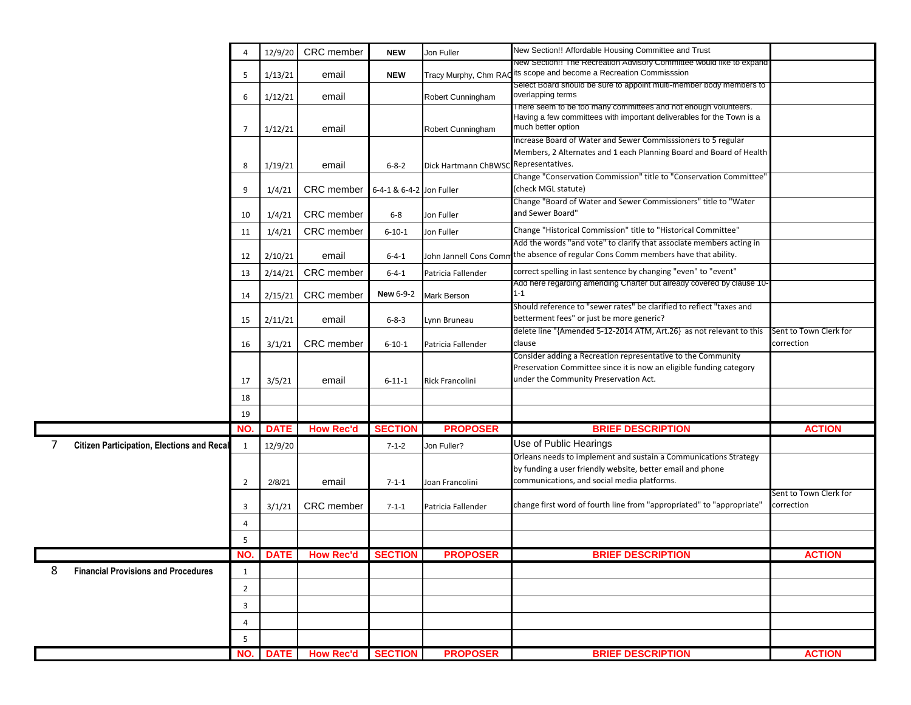| | | NO. | DATE | How Rec'd | SECTION | PROPOSER | BRIEF DESCRIPTION | ACTION |
|---|---|---|---|---|---|---|---|---|
| | | 4 | 12/9/20 | CRC member | NEW | Jon Fuller | New Section!! Affordable Housing Committee and Trust | |
| | | 5 | 1/13/21 | email | NEW | Tracy Murphy, Chm RAC | New Section!! The Recreation Advisory Committee would like to expand its scope and become a Recreation Commisssion | |
| | | 6 | 1/12/21 | email | | Robert Cunningham | Select Board should be sure to appoint multi-member body members to overlapping terms | |
| | | 7 | 1/12/21 | email | | Robert Cunningham | There seem to be too many committees and not enough volunteers. Having a few committees with important deliverables for the Town is a much better option | |
| | | 8 | 1/19/21 | email | 6-8-2 | Dick Hartmann ChBWSC | Increase Board of Water and Sewer Commisssioners to 5 regular Members, 2 Alternates and 1 each Planning Board and Board of Health Representatives. | |
| | | 9 | 1/4/21 | CRC member | 6-4-1 & 6-4-2 | Jon Fuller | Change "Conservation Commission" title to "Conservation Committee" (check MGL statute) | |
| | | 10 | 1/4/21 | CRC member | 6-8 | Jon Fuller | Change "Board of Water and Sewer Commissioners" title to "Water and Sewer Board" | |
| | | 11 | 1/4/21 | CRC member | 6-10-1 | Jon Fuller | Change "Historical Commission" title to "Historical Committee" | |
| | | 12 | 2/10/21 | email | 6-4-1 | John Jannell Cons Comm | Add the words "and vote" to clarify that associate members acting in the absence of regular Cons Comm members have that ability. | |
| | | 13 | 2/14/21 | CRC member | 6-4-1 | Patricia Fallender | correct spelling in last sentence by changing "even" to "event" | |
| | | 14 | 2/15/21 | CRC member | **New** 6-9-2 | Mark Berson | Add here regarding amending Charter but already covered by clause 10-1-1 | |
| | | 15 | 2/11/21 | email | 6-8-3 | Lynn Bruneau | Should reference to "sewer rates" be clarified to reflect "taxes and betterment fees" or just be more generic? | |
| | | 16 | 3/1/21 | CRC member | 6-10-1 | Patricia Fallender | delete line "{Amended 5-12-2014 ATM, Art.26} as not relevant to this clause | Sent to Town Clerk for correction |
| | | 17 | 3/5/21 | email | 6-11-1 | Rick Francolini | Consider adding a Recreation representative to the Community Preservation Committee since it is now an eligible funding category under the Community Preservation Act. | |
| | | 18 | | | | | | |
| | | 19 | | | | | | |
| | | **NO.** | **DATE** | **How Rec'd** | **SECTION** | **PROPOSER** | **BRIEF DESCRIPTION** | **ACTION** |
| 7 | **Citizen Participation, Elections and Recal** | 1 | 12/9/20 | | 7-1-2 | Jon Fuller? | Use of Public Hearings | |
| | | 2 | 2/8/21 | email | 7-1-1 | Joan Francolini | Orleans needs to implement and sustain a Communications Strategy by funding a user friendly website, better email and phone communications, and social media platforms. | |
| | | 3 | 3/1/21 | CRC member | 7-1-1 | Patricia Fallender | change first word of fourth line from "appropriated" to "appropriate" | Sent to Town Clerk for correction |
| | | 4 | | | | | | |
| | | 5 | | | | | | |
| | | **NO.** | **DATE** | **How Rec'd** | **SECTION** | **PROPOSER** | **BRIEF DESCRIPTION** | **ACTION** |
| 8 | **Financial Provisions and Procedures** | 1 | | | | | | |
| | | 2 | | | | | | |
| | | 3 | | | | | | |
| | | 4 | | | | | | |
| | | 5 | | | | | | |
| | | **NO.** | **DATE** | **How Rec'd** | **SECTION** | **PROPOSER** | **BRIEF DESCRIPTION** | **ACTION** |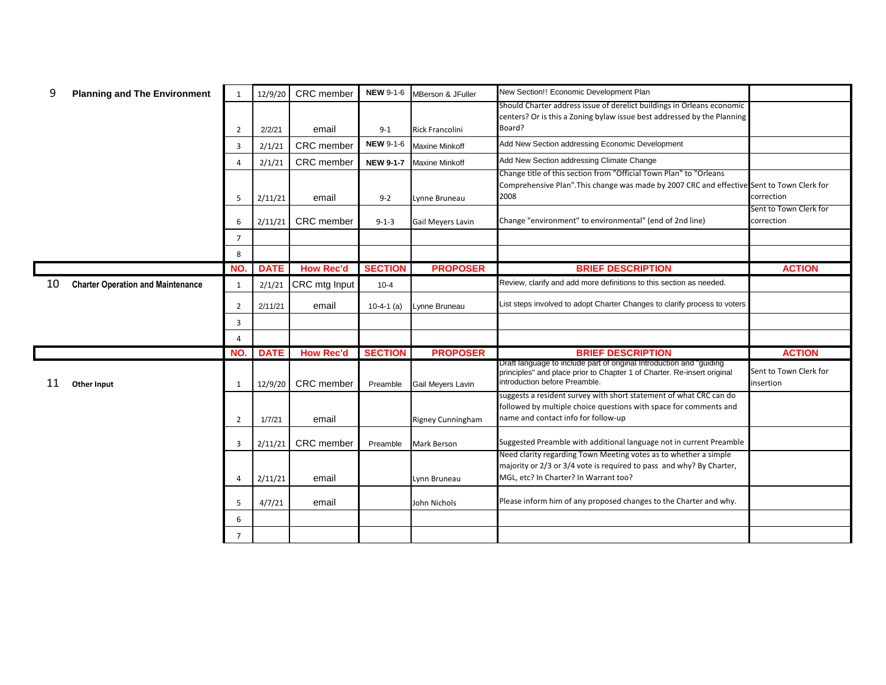| | | NO. | DATE | How Rec'd | SECTION | PROPOSER | BRIEF DESCRIPTION | ACTION |
|---|---|---|---|---|---|---|---|---|
| 9 | **Planning and The Environment** | 1 | 12/9/20 | CRC member | **NEW** 9-1-6 | MBerson & JFuller | New Section!! Economic Development Plan | |
| | | 2 | 2/2/21 | email | 9-1 | Rick Francolini | Should Charter address issue of derelict buildings in Orleans economic centers? Or is this a Zoning bylaw issue best addressed by the Planning Board? | |
| | | 3 | 2/1/21 | CRC member | **NEW** 9-1-6 | Maxine Minkoff | Add New Section addressing Economic Development | |
| | | 4 | 2/1/21 | CRC member | **NEW 9-1-7** | Maxine Minkoff | Add New Section addressing Climate Change | |
| | | 5 | 2/11/21 | email | 9-2 | Lynne Bruneau | Change title of this section from "Official Town Plan" to "Orleans Comprehensive Plan".This change was made by 2007 CRC and effective 2008 | Sent to Town Clerk for correction |
| | | 6 | 2/11/21 | CRC member | 9-1-3 | Gail Meyers Lavin | Change "environment" to environmental" (end of 2nd line) | Sent to Town Clerk for correction |
| | | 7 | | | | | | |
| | | 8 | | | | | | |
| | | **NO.** | **DATE** | **How Rec'd** | **SECTION** | **PROPOSER** | **BRIEF DESCRIPTION** | **ACTION** |
| 10 | **Charter Operation and Maintenance** | 1 | 2/1/21 | CRC mtg Input | 10-4 | | Review, clarify and add more definitions to this section as needed. | |
| | | 2 | 2/11/21 | email | 10-4-1 (a) | Lynne Bruneau | List steps involved to adopt Charter Changes to clarify process to voters | |
| | | 3 | | | | | | |
| | | 4 | | | | | | |
| | | **NO.** | **DATE** | **How Rec'd** | **SECTION** | **PROPOSER** | **BRIEF DESCRIPTION** | **ACTION** |
| 11 | **Other Input** | 1 | 12/9/20 | CRC member | Preamble | Gail Meyers Lavin | Draft language to include part of original Introduction and "guiding principles" and place prior to Chapter 1 of Charter. Re-insert original introduction before Preamble. | Sent to Town Clerk for insertion |
| | | 2 | 1/7/21 | email | | Rigney Cunningham | suggests a resident survey with short statement of what CRC can do followed by multiple choice questions with space for comments and name and contact info for follow-up | |
| | | 3 | 2/11/21 | CRC member | Preamble | Mark Berson | Suggested Preamble with additional language not in current Preamble | |
| | | 4 | 2/11/21 | email | | Lynn Bruneau | Need clarity regarding Town Meeting votes as to whether a simple majority or 2/3 or 3/4 vote is required to pass and why? By Charter, MGL, etc? In Charter? In Warrant too? | |
| | | 5 | 4/7/21 | email | | John Nichols | Please inform him of any proposed changes to the Charter and why. | |
| | | 6 | | | | | | |
| | | 7 | | | | | | |